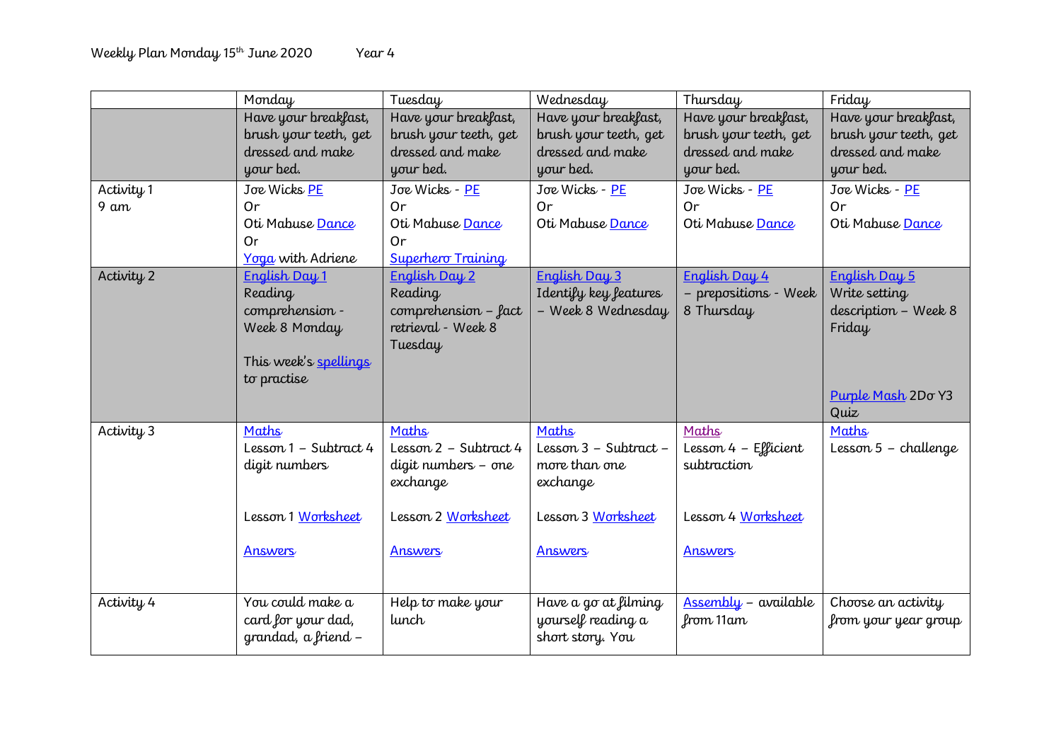Weekly Plan Monday 15th June 2020 Year 4

| | Monday | Tuesday | Wednesday | Thursday | Friday |
|---|---|---|---|---|---|
| | Have your breakfast, brush your teeth, get dressed and make your bed. | Have your breakfast, brush your teeth, get dressed and make your bed. | Have your breakfast, brush your teeth, get dressed and make your bed. | Have your breakfast, brush your teeth, get dressed and make your bed. | Have your breakfast, brush your teeth, get dressed and make your bed. |
| Activity 1<br>9 am | Joe Wicks PE<br>Or<br>Oti Mabuse Dance<br>Or<br>Yoga with Adriene | Joe Wicks - PE<br>Or<br>Oti Mabuse Dance<br>Or<br>Superhero Training | Joe Wicks - PE<br>Or<br>Oti Mabuse Dance | Joe Wicks - PE<br>Or<br>Oti Mabuse Dance | Joe Wicks - PE<br>Or<br>Oti Mabuse Dance |
| Activity 2 | English Day 1<br>Reading comprehension - Week 8 Monday<br><br>This week's spellings to practise | English Day 2<br>Reading comprehension – fact retrieval - Week 8 Tuesday | English Day 3<br>Identify key features – Week 8 Wednesday | English Day 4<br>– prepositions - Week 8 Thursday | English Day 5<br>Write setting description – Week 8 Friday<br><br>Purple Mash 2Do Y3 Quiz |
| Activity 3 | Maths<br>Lesson 1 – Subtract 4 digit numbers<br><br>Lesson 1 Worksheet<br><br>Answers | Maths<br>Lesson 2 – Subtract 4 digit numbers – one exchange<br><br>Lesson 2 Worksheet<br><br>Answers | Maths<br>Lesson 3 – Subtract – more than one exchange<br><br>Lesson 3 Worksheet<br><br>Answers | Maths<br>Lesson 4 – Efficient subtraction<br><br>Lesson 4 Worksheet<br><br>Answers | Maths<br>Lesson 5 – challenge |
| Activity 4 | You could make a card for your dad, grandad, a friend – | Help to make your lunch | Have a go at filming yourself reading a short story. You | Assembly – available from 11am | Choose an activity from your year group |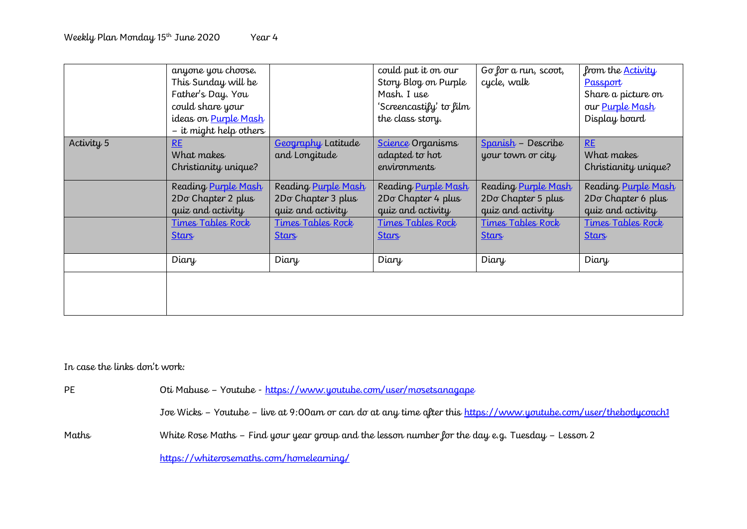Weekly Plan Monday 15th June 2020 Year 4

| | | | | | |
|---|---|---|---|---|---|
| | anyone you choose. This Sunday will be Father's Day. You could share your ideas on Purple Mash – it might help others | | could put it on our Story Blog on Purple Mash. I use 'Screencastify' to film the class story. | Go for a run, scoot, cycle, walk | from the Activity Passport Share a picture on our Purple Mash Display board |
| Activity 5 | RE What makes Christianity unique? | Geography Latitude and Longitude | Science Organisms adapted to hot environments | Spanish – Describe your town or city | RE What makes Christianity unique? |
| | Reading Purple Mash 2Do Chapter 2 plus quiz and activity | Reading Purple Mash 2Do Chapter 3 plus quiz and activity | Reading Purple Mash 2Do Chapter 4 plus quiz and activity | Reading Purple Mash 2Do Chapter 5 plus quiz and activity | Reading Purple Mash 2Do Chapter 6 plus quiz and activity |
| | Times Tables Rock Stars | Times Tables Rock Stars | Times Tables Rock Stars | Times Tables Rock Stars | Times Tables Rock Stars |
| | Diary | Diary | Diary | Diary | Diary |
| | | | | | |

In case the links don't work:

PE Oti Mabuse – Youtube - https://www.youtube.com/user/mosetsanagape

Joe Wicks – Youtube – live at 9:00am or can do at any time after this https://www.youtube.com/user/thebodycoach1

Maths White Rose Maths – Find your year group and the lesson number for the day e.g. Tuesday – Lesson 2

https://whiterosemaths.com/homelearning/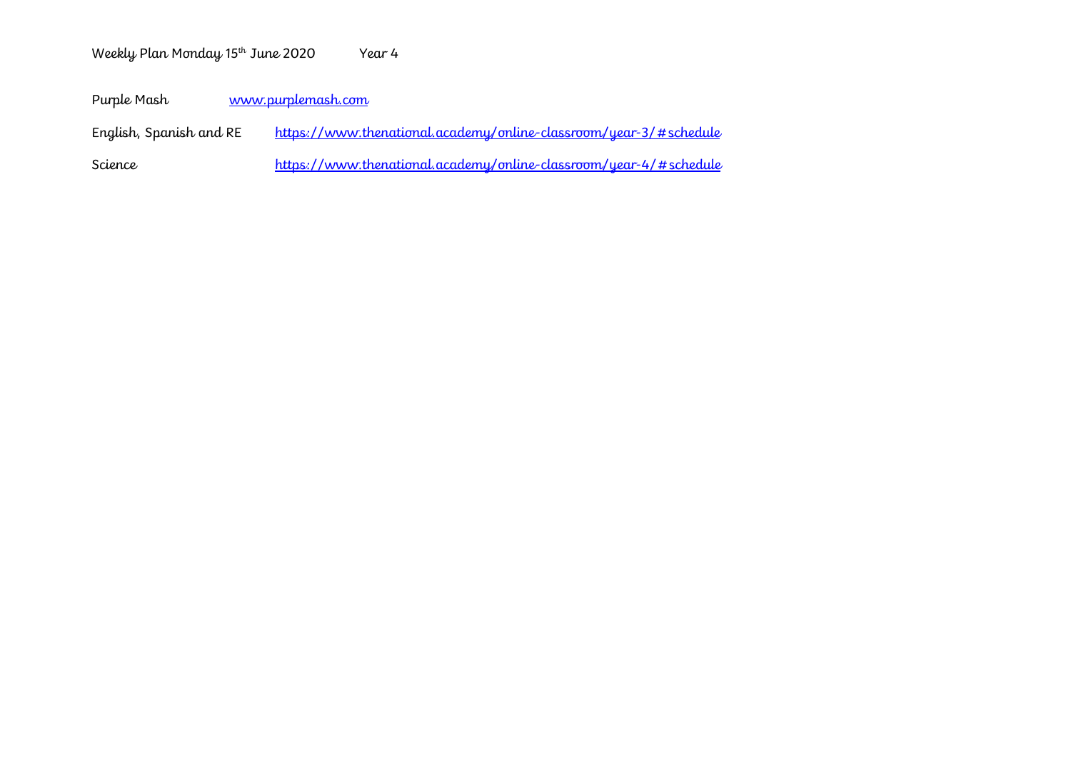Weekly Plan Monday 15th June 2020 Year 4

Purple Mash [www.purplemash.com](www.purplemash.com)

English, Spanish and RE [https://www.thenational.academy/online-classroom/year-3/#schedule](https://www.thenational.academy/online-classroom/year-3/#schedule)

Science [https://www.thenational.academy/online-classroom/year-4/#schedule](https://www.thenational.academy/online-classroom/year-4/#schedule)